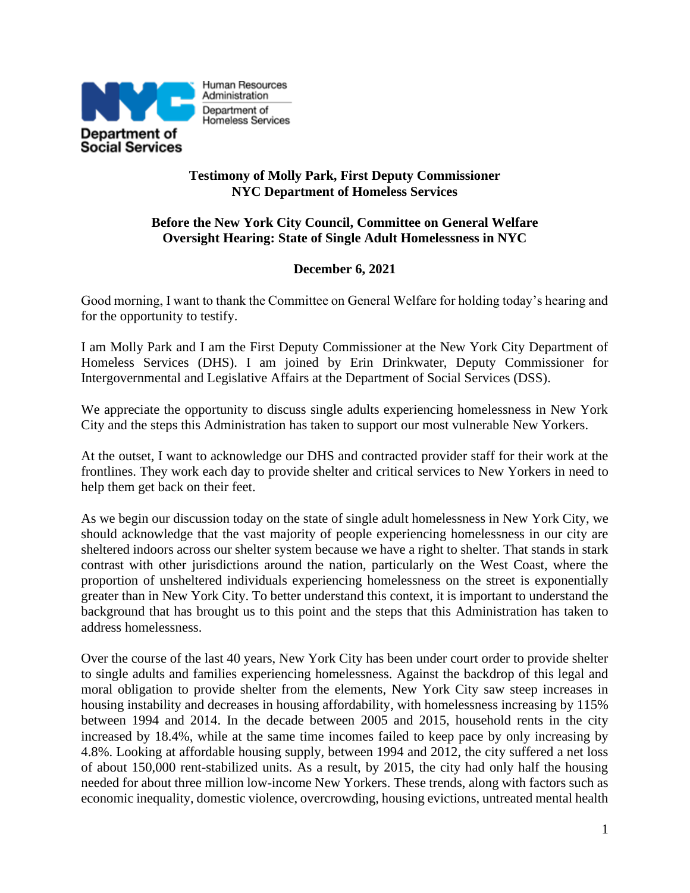Human Resources Administration
Department of Homeless Services
Department of Social Services

**Testimony of Molly Park, First Deputy Commissioner**
**NYC Department of Homeless Services**

**Before the New York City Council, Committee on General Welfare**
**Oversight Hearing: State of Single Adult Homelessness in NYC**

**December 6, 2021**

Good morning, I want to thank the Committee on General Welfare for holding today's hearing and for the opportunity to testify.

I am Molly Park and I am the First Deputy Commissioner at the New York City Department of Homeless Services (DHS). I am joined by Erin Drinkwater, Deputy Commissioner for Intergovernmental and Legislative Affairs at the Department of Social Services (DSS).

We appreciate the opportunity to discuss single adults experiencing homelessness in New York City and the steps this Administration has taken to support our most vulnerable New Yorkers.

At the outset, I want to acknowledge our DHS and contracted provider staff for their work at the frontlines. They work each day to provide shelter and critical services to New Yorkers in need to help them get back on their feet.

As we begin our discussion today on the state of single adult homelessness in New York City, we should acknowledge that the vast majority of people experiencing homelessness in our city are sheltered indoors across our shelter system because we have a right to shelter. That stands in stark contrast with other jurisdictions around the nation, particularly on the West Coast, where the proportion of unsheltered individuals experiencing homelessness on the street is exponentially greater than in New York City. To better understand this context, it is important to understand the background that has brought us to this point and the steps that this Administration has taken to address homelessness.

Over the course of the last 40 years, New York City has been under court order to provide shelter to single adults and families experiencing homelessness. Against the backdrop of this legal and moral obligation to provide shelter from the elements, New York City saw steep increases in housing instability and decreases in housing affordability, with homelessness increasing by 115% between 1994 and 2014. In the decade between 2005 and 2015, household rents in the city increased by 18.4%, while at the same time incomes failed to keep pace by only increasing by 4.8%. Looking at affordable housing supply, between 1994 and 2012, the city suffered a net loss of about 150,000 rent-stabilized units. As a result, by 2015, the city had only half the housing needed for about three million low-income New Yorkers. These trends, along with factors such as economic inequality, domestic violence, overcrowding, housing evictions, untreated mental health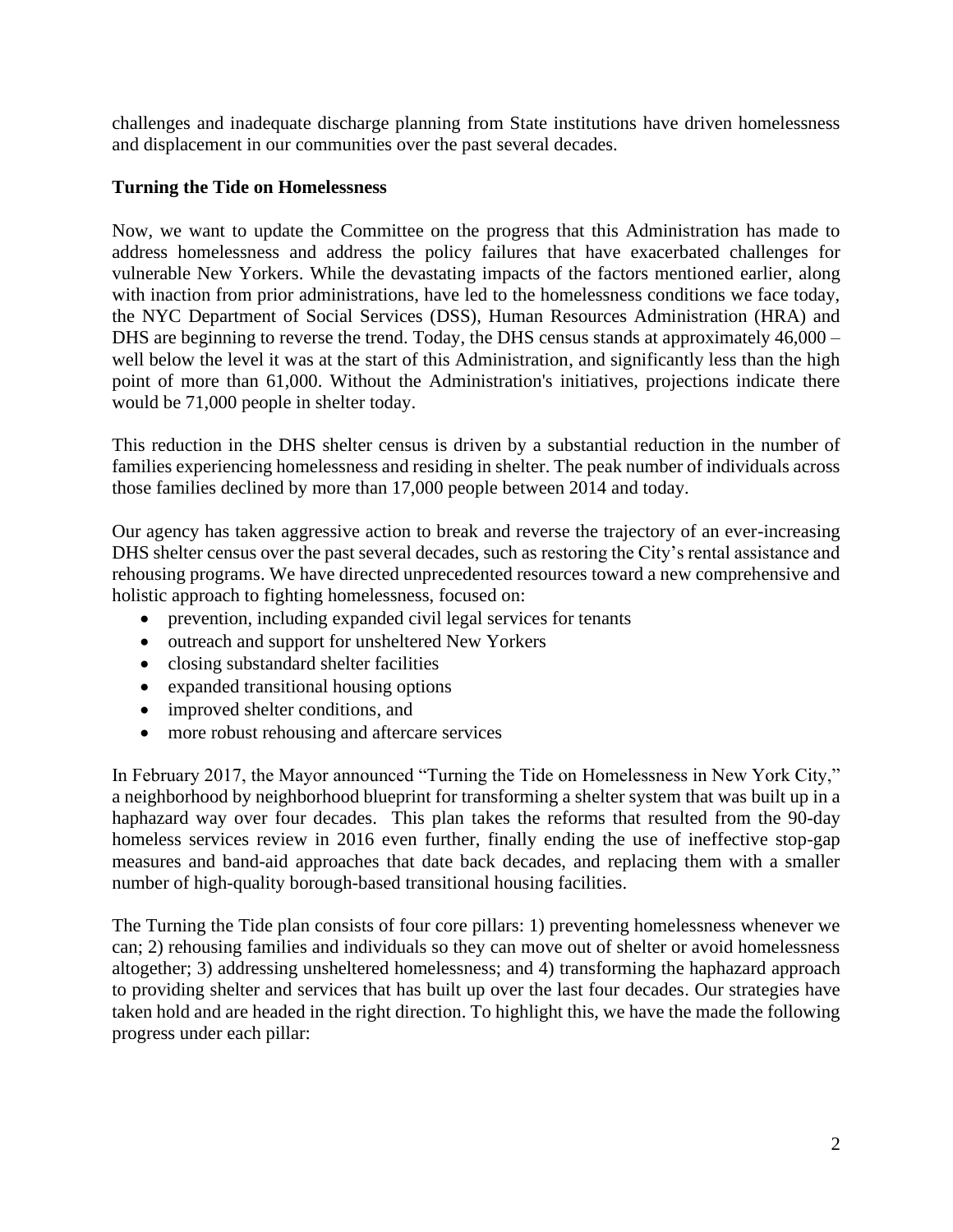challenges and inadequate discharge planning from State institutions have driven homelessness and displacement in our communities over the past several decades.

**Turning the Tide on Homelessness**

Now, we want to update the Committee on the progress that this Administration has made to address homelessness and address the policy failures that have exacerbated challenges for vulnerable New Yorkers. While the devastating impacts of the factors mentioned earlier, along with inaction from prior administrations, have led to the homelessness conditions we face today, the NYC Department of Social Services (DSS), Human Resources Administration (HRA) and DHS are beginning to reverse the trend. Today, the DHS census stands at approximately 46,000 – well below the level it was at the start of this Administration, and significantly less than the high point of more than 61,000. Without the Administration's initiatives, projections indicate there would be 71,000 people in shelter today.

This reduction in the DHS shelter census is driven by a substantial reduction in the number of families experiencing homelessness and residing in shelter. The peak number of individuals across those families declined by more than 17,000 people between 2014 and today.

Our agency has taken aggressive action to break and reverse the trajectory of an ever-increasing DHS shelter census over the past several decades, such as restoring the City's rental assistance and rehousing programs. We have directed unprecedented resources toward a new comprehensive and holistic approach to fighting homelessness, focused on:

- prevention, including expanded civil legal services for tenants
- outreach and support for unsheltered New Yorkers
- closing substandard shelter facilities
- expanded transitional housing options
- improved shelter conditions, and
- more robust rehousing and aftercare services

In February 2017, the Mayor announced "Turning the Tide on Homelessness in New York City," a neighborhood by neighborhood blueprint for transforming a shelter system that was built up in a haphazard way over four decades. This plan takes the reforms that resulted from the 90-day homeless services review in 2016 even further, finally ending the use of ineffective stop-gap measures and band-aid approaches that date back decades, and replacing them with a smaller number of high-quality borough-based transitional housing facilities.

The Turning the Tide plan consists of four core pillars: 1) preventing homelessness whenever we can; 2) rehousing families and individuals so they can move out of shelter or avoid homelessness altogether; 3) addressing unsheltered homelessness; and 4) transforming the haphazard approach to providing shelter and services that has built up over the last four decades. Our strategies have taken hold and are headed in the right direction. To highlight this, we have the made the following progress under each pillar: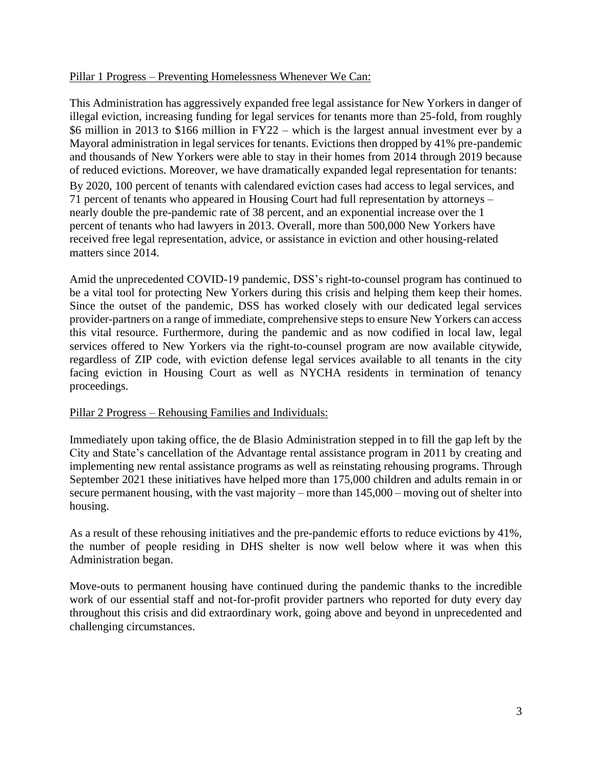Pillar 1 Progress – Preventing Homelessness Whenever We Can:

This Administration has aggressively expanded free legal assistance for New Yorkers in danger of illegal eviction, increasing funding for legal services for tenants more than 25-fold, from roughly $6 million in 2013 to $166 million in FY22 – which is the largest annual investment ever by a Mayoral administration in legal services for tenants. Evictions then dropped by 41% pre-pandemic and thousands of New Yorkers were able to stay in their homes from 2014 through 2019 because of reduced evictions. Moreover, we have dramatically expanded legal representation for tenants: By 2020, 100 percent of tenants with calendared eviction cases had access to legal services, and 71 percent of tenants who appeared in Housing Court had full representation by attorneys – nearly double the pre-pandemic rate of 38 percent, and an exponential increase over the 1 percent of tenants who had lawyers in 2013. Overall, more than 500,000 New Yorkers have received free legal representation, advice, or assistance in eviction and other housing-related matters since 2014.

Amid the unprecedented COVID-19 pandemic, DSS's right-to-counsel program has continued to be a vital tool for protecting New Yorkers during this crisis and helping them keep their homes. Since the outset of the pandemic, DSS has worked closely with our dedicated legal services provider-partners on a range of immediate, comprehensive steps to ensure New Yorkers can access this vital resource. Furthermore, during the pandemic and as now codified in local law, legal services offered to New Yorkers via the right-to-counsel program are now available citywide, regardless of ZIP code, with eviction defense legal services available to all tenants in the city facing eviction in Housing Court as well as NYCHA residents in termination of tenancy proceedings.

Pillar 2 Progress – Rehousing Families and Individuals:

Immediately upon taking office, the de Blasio Administration stepped in to fill the gap left by the City and State's cancellation of the Advantage rental assistance program in 2011 by creating and implementing new rental assistance programs as well as reinstating rehousing programs. Through September 2021 these initiatives have helped more than 175,000 children and adults remain in or secure permanent housing, with the vast majority – more than 145,000 – moving out of shelter into housing.

As a result of these rehousing initiatives and the pre-pandemic efforts to reduce evictions by 41%, the number of people residing in DHS shelter is now well below where it was when this Administration began.

Move-outs to permanent housing have continued during the pandemic thanks to the incredible work of our essential staff and not-for-profit provider partners who reported for duty every day throughout this crisis and did extraordinary work, going above and beyond in unprecedented and challenging circumstances.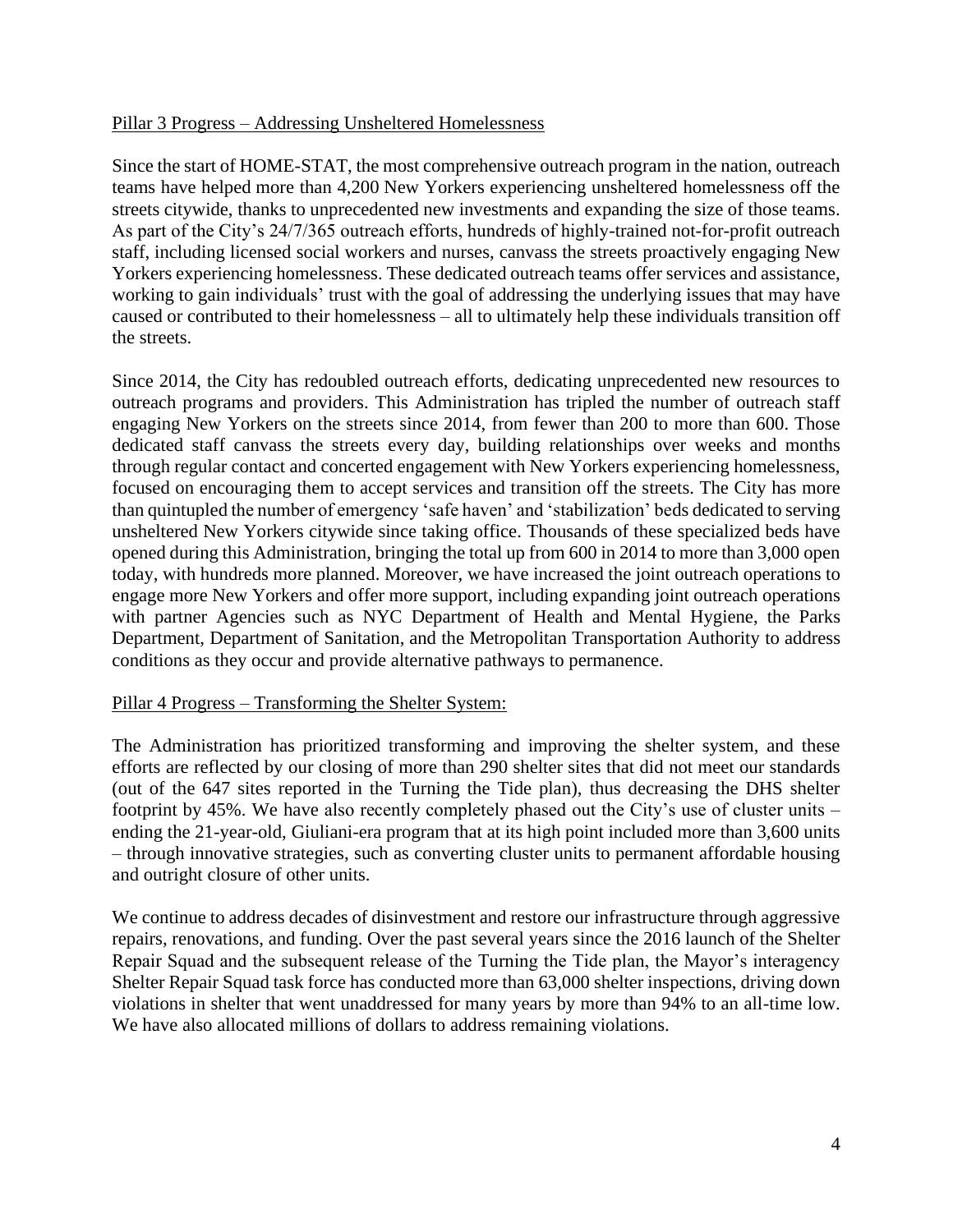Pillar 3 Progress – Addressing Unsheltered Homelessness

Since the start of HOME-STAT, the most comprehensive outreach program in the nation, outreach teams have helped more than 4,200 New Yorkers experiencing unsheltered homelessness off the streets citywide, thanks to unprecedented new investments and expanding the size of those teams. As part of the City's 24/7/365 outreach efforts, hundreds of highly-trained not-for-profit outreach staff, including licensed social workers and nurses, canvass the streets proactively engaging New Yorkers experiencing homelessness. These dedicated outreach teams offer services and assistance, working to gain individuals' trust with the goal of addressing the underlying issues that may have caused or contributed to their homelessness – all to ultimately help these individuals transition off the streets.

Since 2014, the City has redoubled outreach efforts, dedicating unprecedented new resources to outreach programs and providers. This Administration has tripled the number of outreach staff engaging New Yorkers on the streets since 2014, from fewer than 200 to more than 600. Those dedicated staff canvass the streets every day, building relationships over weeks and months through regular contact and concerted engagement with New Yorkers experiencing homelessness, focused on encouraging them to accept services and transition off the streets. The City has more than quintupled the number of emergency 'safe haven' and 'stabilization' beds dedicated to serving unsheltered New Yorkers citywide since taking office. Thousands of these specialized beds have opened during this Administration, bringing the total up from 600 in 2014 to more than 3,000 open today, with hundreds more planned. Moreover, we have increased the joint outreach operations to engage more New Yorkers and offer more support, including expanding joint outreach operations with partner Agencies such as NYC Department of Health and Mental Hygiene, the Parks Department, Department of Sanitation, and the Metropolitan Transportation Authority to address conditions as they occur and provide alternative pathways to permanence.

Pillar 4 Progress – Transforming the Shelter System:

The Administration has prioritized transforming and improving the shelter system, and these efforts are reflected by our closing of more than 290 shelter sites that did not meet our standards (out of the 647 sites reported in the Turning the Tide plan), thus decreasing the DHS shelter footprint by 45%. We have also recently completely phased out the City's use of cluster units – ending the 21-year-old, Giuliani-era program that at its high point included more than 3,600 units – through innovative strategies, such as converting cluster units to permanent affordable housing and outright closure of other units.

We continue to address decades of disinvestment and restore our infrastructure through aggressive repairs, renovations, and funding. Over the past several years since the 2016 launch of the Shelter Repair Squad and the subsequent release of the Turning the Tide plan, the Mayor's interagency Shelter Repair Squad task force has conducted more than 63,000 shelter inspections, driving down violations in shelter that went unaddressed for many years by more than 94% to an all-time low. We have also allocated millions of dollars to address remaining violations.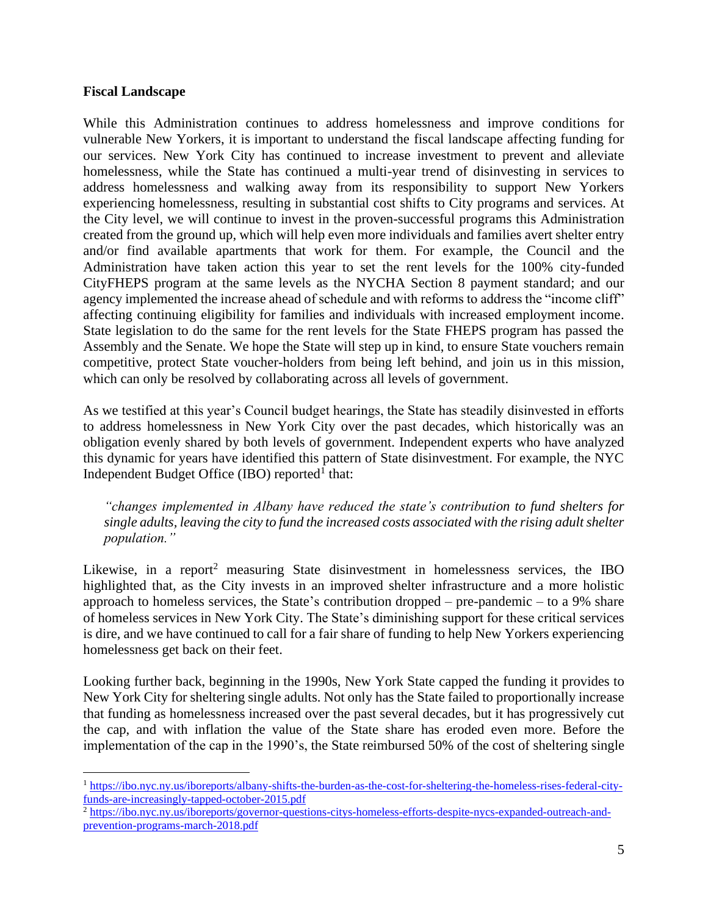**Fiscal Landscape**

While this Administration continues to address homelessness and improve conditions for vulnerable New Yorkers, it is important to understand the fiscal landscape affecting funding for our services. New York City has continued to increase investment to prevent and alleviate homelessness, while the State has continued a multi-year trend of disinvesting in services to address homelessness and walking away from its responsibility to support New Yorkers experiencing homelessness, resulting in substantial cost shifts to City programs and services. At the City level, we will continue to invest in the proven-successful programs this Administration created from the ground up, which will help even more individuals and families avert shelter entry and/or find available apartments that work for them. For example, the Council and the Administration have taken action this year to set the rent levels for the 100% city-funded CityFHEPS program at the same levels as the NYCHA Section 8 payment standard; and our agency implemented the increase ahead of schedule and with reforms to address the "income cliff" affecting continuing eligibility for families and individuals with increased employment income. State legislation to do the same for the rent levels for the State FHEPS program has passed the Assembly and the Senate. We hope the State will step up in kind, to ensure State vouchers remain competitive, protect State voucher-holders from being left behind, and join us in this mission, which can only be resolved by collaborating across all levels of government.

As we testified at this year's Council budget hearings, the State has steadily disinvested in efforts to address homelessness in New York City over the past decades, which historically was an obligation evenly shared by both levels of government. Independent experts who have analyzed this dynamic for years have identified this pattern of State disinvestment. For example, the NYC Independent Budget Office (IBO) reported[1] that:

> *"changes implemented in Albany have reduced the state's contribution to fund shelters for single adults, leaving the city to fund the increased costs associated with the rising adult shelter population."*

Likewise, in a report[2] measuring State disinvestment in homelessness services, the IBO highlighted that, as the City invests in an improved shelter infrastructure and a more holistic approach to homeless services, the State's contribution dropped – pre-pandemic – to a 9% share of homeless services in New York City. The State's diminishing support for these critical services is dire, and we have continued to call for a fair share of funding to help New Yorkers experiencing homelessness get back on their feet.

Looking further back, beginning in the 1990s, New York State capped the funding it provides to New York City for sheltering single adults. Not only has the State failed to proportionally increase that funding as homelessness increased over the past several decades, but it has progressively cut the cap, and with inflation the value of the State share has eroded even more. Before the implementation of the cap in the 1990's, the State reimbursed 50% of the cost of sheltering single

---

[1] https://ibo.nyc.ny.us/iboreports/albany-shifts-the-burden-as-the-cost-for-sheltering-the-homeless-rises-federal-city-funds-are-increasingly-tapped-october-2015.pdf

[2] https://ibo.nyc.ny.us/iboreports/governor-questions-citys-homeless-efforts-despite-nycs-expanded-outreach-and-prevention-programs-march-2018.pdf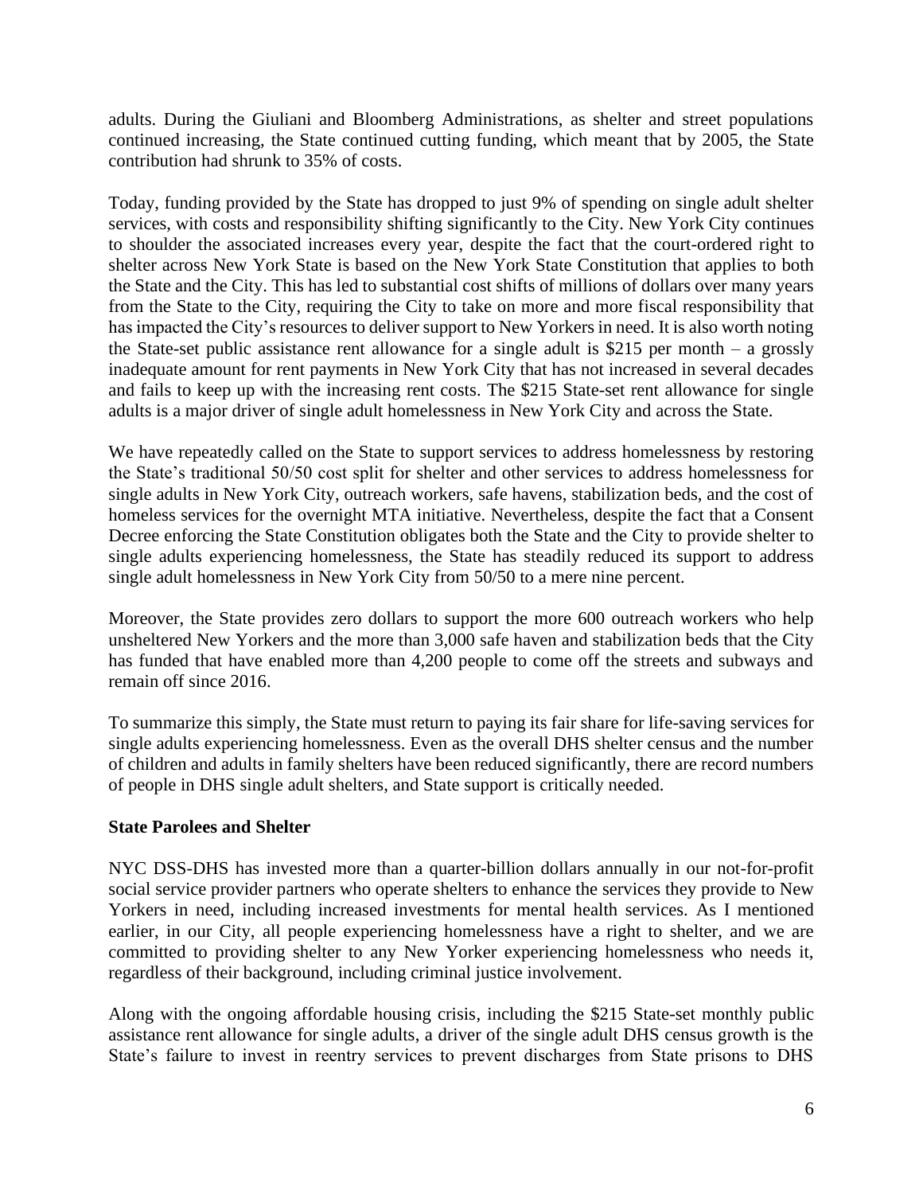adults. During the Giuliani and Bloomberg Administrations, as shelter and street populations continued increasing, the State continued cutting funding, which meant that by 2005, the State contribution had shrunk to 35% of costs.

Today, funding provided by the State has dropped to just 9% of spending on single adult shelter services, with costs and responsibility shifting significantly to the City. New York City continues to shoulder the associated increases every year, despite the fact that the court-ordered right to shelter across New York State is based on the New York State Constitution that applies to both the State and the City. This has led to substantial cost shifts of millions of dollars over many years from the State to the City, requiring the City to take on more and more fiscal responsibility that has impacted the City's resources to deliver support to New Yorkers in need. It is also worth noting the State-set public assistance rent allowance for a single adult is $215 per month – a grossly inadequate amount for rent payments in New York City that has not increased in several decades and fails to keep up with the increasing rent costs. The $215 State-set rent allowance for single adults is a major driver of single adult homelessness in New York City and across the State.

We have repeatedly called on the State to support services to address homelessness by restoring the State's traditional 50/50 cost split for shelter and other services to address homelessness for single adults in New York City, outreach workers, safe havens, stabilization beds, and the cost of homeless services for the overnight MTA initiative. Nevertheless, despite the fact that a Consent Decree enforcing the State Constitution obligates both the State and the City to provide shelter to single adults experiencing homelessness, the State has steadily reduced its support to address single adult homelessness in New York City from 50/50 to a mere nine percent.

Moreover, the State provides zero dollars to support the more 600 outreach workers who help unsheltered New Yorkers and the more than 3,000 safe haven and stabilization beds that the City has funded that have enabled more than 4,200 people to come off the streets and subways and remain off since 2016.

To summarize this simply, the State must return to paying its fair share for life-saving services for single adults experiencing homelessness. Even as the overall DHS shelter census and the number of children and adults in family shelters have been reduced significantly, there are record numbers of people in DHS single adult shelters, and State support is critically needed.

**State Parolees and Shelter**

NYC DSS-DHS has invested more than a quarter-billion dollars annually in our not-for-profit social service provider partners who operate shelters to enhance the services they provide to New Yorkers in need, including increased investments for mental health services. As I mentioned earlier, in our City, all people experiencing homelessness have a right to shelter, and we are committed to providing shelter to any New Yorker experiencing homelessness who needs it, regardless of their background, including criminal justice involvement.

Along with the ongoing affordable housing crisis, including the $215 State-set monthly public assistance rent allowance for single adults, a driver of the single adult DHS census growth is the State's failure to invest in reentry services to prevent discharges from State prisons to DHS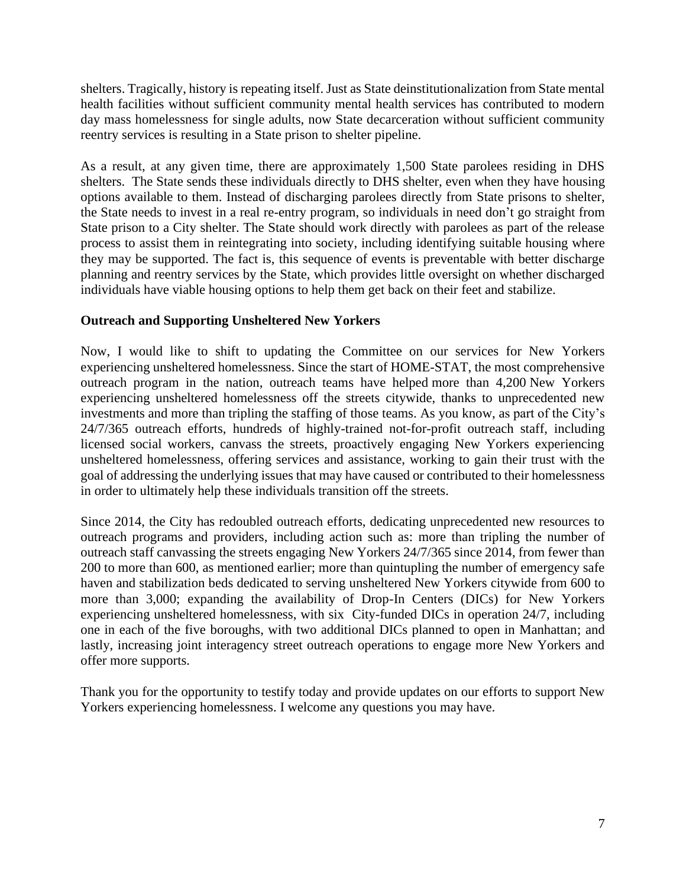shelters. Tragically, history is repeating itself. Just as State deinstitutionalization from State mental health facilities without sufficient community mental health services has contributed to modern day mass homelessness for single adults, now State decarceration without sufficient community reentry services is resulting in a State prison to shelter pipeline.

As a result, at any given time, there are approximately 1,500 State parolees residing in DHS shelters. The State sends these individuals directly to DHS shelter, even when they have housing options available to them. Instead of discharging parolees directly from State prisons to shelter, the State needs to invest in a real re-entry program, so individuals in need don't go straight from State prison to a City shelter. The State should work directly with parolees as part of the release process to assist them in reintegrating into society, including identifying suitable housing where they may be supported. The fact is, this sequence of events is preventable with better discharge planning and reentry services by the State, which provides little oversight on whether discharged individuals have viable housing options to help them get back on their feet and stabilize.

**Outreach and Supporting Unsheltered New Yorkers**

Now, I would like to shift to updating the Committee on our services for New Yorkers experiencing unsheltered homelessness. Since the start of HOME-STAT, the most comprehensive outreach program in the nation, outreach teams have helped more than 4,200 New Yorkers experiencing unsheltered homelessness off the streets citywide, thanks to unprecedented new investments and more than tripling the staffing of those teams. As you know, as part of the City's 24/7/365 outreach efforts, hundreds of highly-trained not-for-profit outreach staff, including licensed social workers, canvass the streets, proactively engaging New Yorkers experiencing unsheltered homelessness, offering services and assistance, working to gain their trust with the goal of addressing the underlying issues that may have caused or contributed to their homelessness in order to ultimately help these individuals transition off the streets.

Since 2014, the City has redoubled outreach efforts, dedicating unprecedented new resources to outreach programs and providers, including action such as: more than tripling the number of outreach staff canvassing the streets engaging New Yorkers 24/7/365 since 2014, from fewer than 200 to more than 600, as mentioned earlier; more than quintupling the number of emergency safe haven and stabilization beds dedicated to serving unsheltered New Yorkers citywide from 600 to more than 3,000; expanding the availability of Drop-In Centers (DICs) for New Yorkers experiencing unsheltered homelessness, with six City-funded DICs in operation 24/7, including one in each of the five boroughs, with two additional DICs planned to open in Manhattan; and lastly, increasing joint interagency street outreach operations to engage more New Yorkers and offer more supports.

Thank you for the opportunity to testify today and provide updates on our efforts to support New Yorkers experiencing homelessness. I welcome any questions you may have.